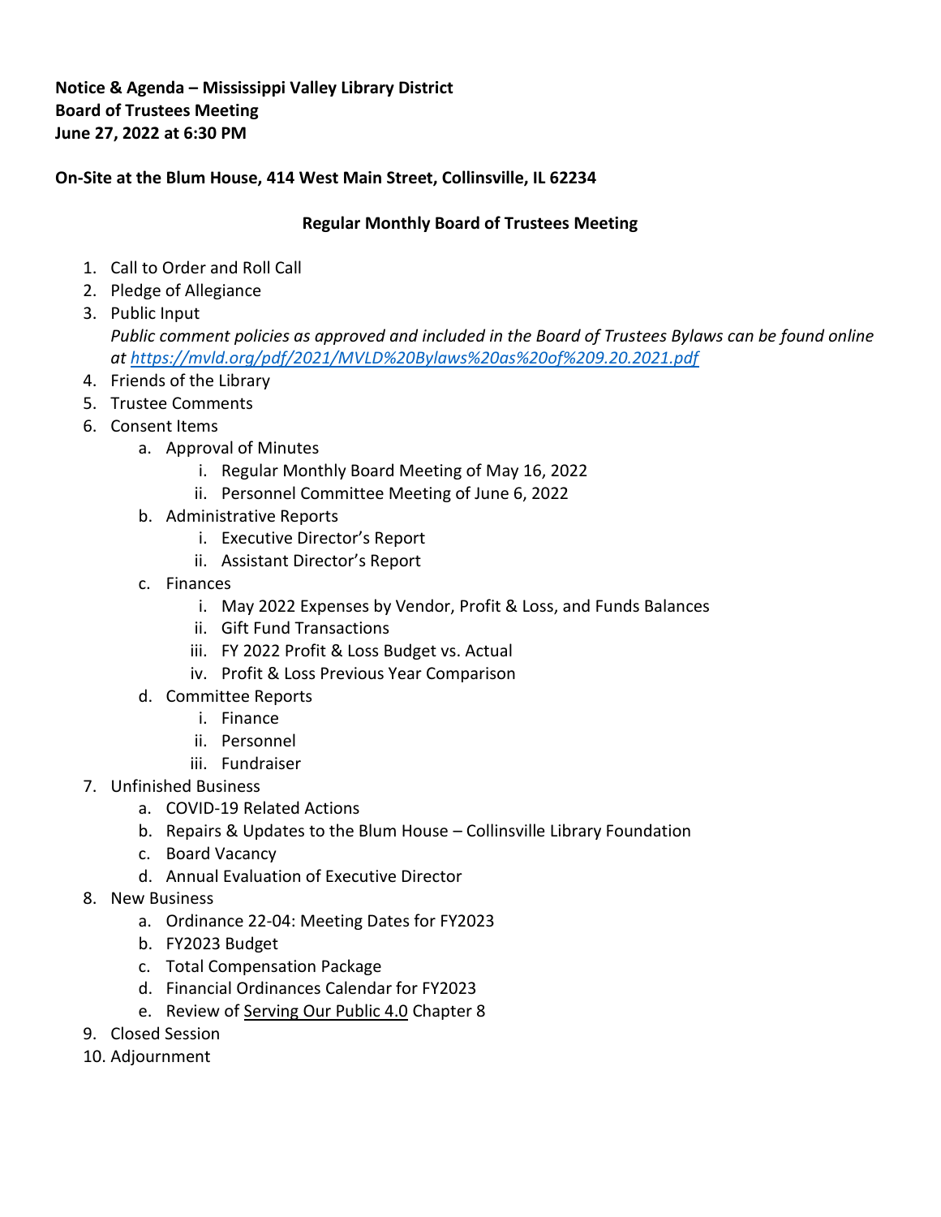**Notice & Agenda – Mississippi Valley Library District**
**Board of Trustees Meeting**
**June 27, 2022 at 6:30 PM**

**On-Site at the Blum House, 414 West Main Street, Collinsville, IL 62234**

**Regular Monthly Board of Trustees Meeting**

1. Call to Order and Roll Call
2. Pledge of Allegiance
3. Public Input
   *Public comment policies as approved and included in the Board of Trustees Bylaws can be found online at [https://mvld.org/pdf/2021/MVLD%20Bylaws%20as%20of%209.20.2021.pdf](https://mvld.org/pdf/2021/MVLD%20Bylaws%20as%20of%209.20.2021.pdf)*
4. Friends of the Library
5. Trustee Comments
6. Consent Items
   a. Approval of Minutes
      i. Regular Monthly Board Meeting of May 16, 2022
      ii. Personnel Committee Meeting of June 6, 2022
   b. Administrative Reports
      i. Executive Director's Report
      ii. Assistant Director's Report
   c. Finances
      i. May 2022 Expenses by Vendor, Profit & Loss, and Funds Balances
      ii. Gift Fund Transactions
      iii. FY 2022 Profit & Loss Budget vs. Actual
      iv. Profit & Loss Previous Year Comparison
   d. Committee Reports
      i. Finance
      ii. Personnel
      iii. Fundraiser
7. Unfinished Business
   a. COVID-19 Related Actions
   b. Repairs & Updates to the Blum House – Collinsville Library Foundation
   c. Board Vacancy
   d. Annual Evaluation of Executive Director
8. New Business
   a. Ordinance 22-04: Meeting Dates for FY2023
   b. FY2023 Budget
   c. Total Compensation Package
   d. Financial Ordinances Calendar for FY2023
   e. Review of Serving Our Public 4.0 Chapter 8
9. Closed Session
10. Adjournment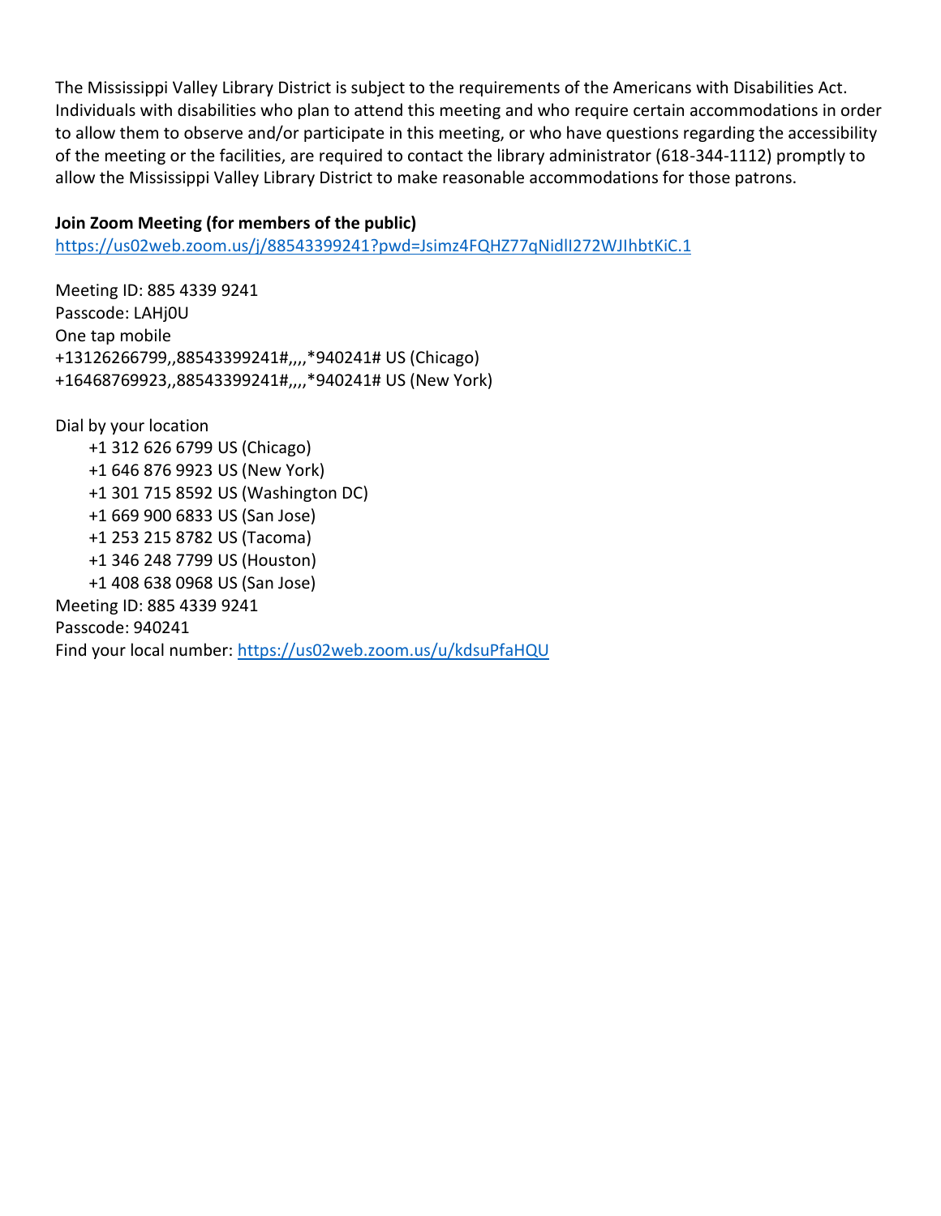The Mississippi Valley Library District is subject to the requirements of the Americans with Disabilities Act. Individuals with disabilities who plan to attend this meeting and who require certain accommodations in order to allow them to observe and/or participate in this meeting, or who have questions regarding the accessibility of the meeting or the facilities, are required to contact the library administrator (618-344-1112) promptly to allow the Mississippi Valley Library District to make reasonable accommodations for those patrons.

**Join Zoom Meeting (for members of the public)**
https://us02web.zoom.us/j/88543399241?pwd=Jsimz4FQHZ77qNidlI272WJIhbtKiC.1

Meeting ID: 885 4339 9241
Passcode: LAHj0U
One tap mobile
+13126266799,,88543399241#,,,,*940241# US (Chicago)
+16468769923,,88543399241#,,,,*940241# US (New York)

Dial by your location
- +1 312 626 6799 US (Chicago)
- +1 646 876 9923 US (New York)
- +1 301 715 8592 US (Washington DC)
- +1 669 900 6833 US (San Jose)
- +1 253 215 8782 US (Tacoma)
- +1 346 248 7799 US (Houston)
- +1 408 638 0968 US (San Jose)

Meeting ID: 885 4339 9241
Passcode: 940241
Find your local number: https://us02web.zoom.us/u/kdsuPfaHQU